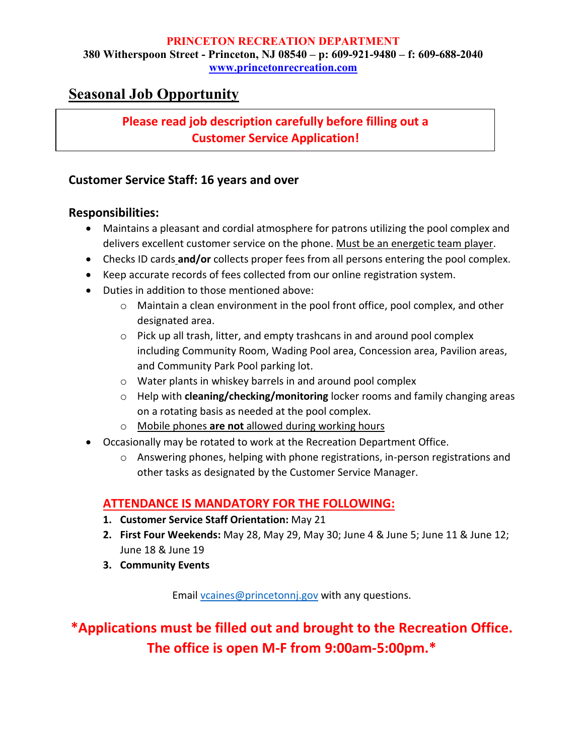**PRINCETON RECREATION DEPARTMENT**
**380 Witherspoon Street - Princeton, NJ 08540 – p: 609-921-9480 – f: 609-688-2040**
**www.princetonrecreation.com**

## Seasonal Job Opportunity

**Please read job description carefully before filling out a Customer Service Application!**

### Customer Service Staff: 16 years and over

### Responsibilities:

- Maintains a pleasant and cordial atmosphere for patrons utilizing the pool complex and delivers excellent customer service on the phone. Must be an energetic team player.
- Checks ID cards **and/or** collects proper fees from all persons entering the pool complex.
- Keep accurate records of fees collected from our online registration system.
- Duties in addition to those mentioned above:
  - Maintain a clean environment in the pool front office, pool complex, and other designated area.
  - Pick up all trash, litter, and empty trashcans in and around pool complex including Community Room, Wading Pool area, Concession area, Pavilion areas, and Community Park Pool parking lot.
  - Water plants in whiskey barrels in and around pool complex
  - Help with **cleaning/checking/monitoring** locker rooms and family changing areas on a rotating basis as needed at the pool complex.
  - Mobile phones **are not** allowed during working hours
- Occasionally may be rotated to work at the Recreation Department Office.
  - Answering phones, helping with phone registrations, in-person registrations and other tasks as designated by the Customer Service Manager.

**ATTENDANCE IS MANDATORY FOR THE FOLLOWING:**

1. **Customer Service Staff Orientation:** May 21
2. **First Four Weekends:** May 28, May 29, May 30; June 4 & June 5; June 11 & June 12; June 18 & June 19
3. **Community Events**

Email vcaines@princetonnj.gov with any questions.

**\*Applications must be filled out and brought to the Recreation Office. The office is open M-F from 9:00am-5:00pm.\***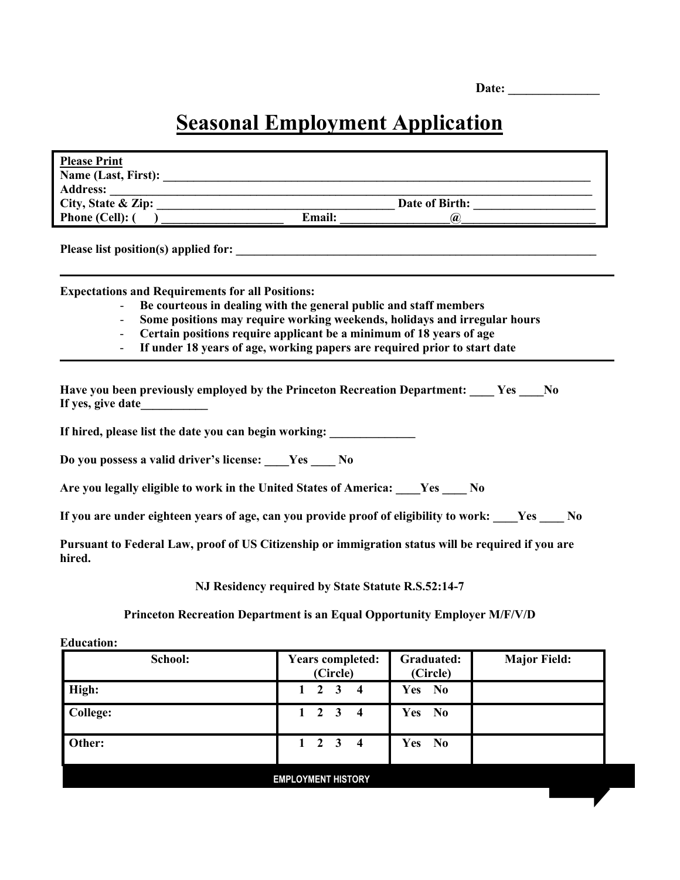Date: _______________

# Seasonal Employment Application

**Please Print**

**Name (Last, First):** ___________________________________________________________________________

**Address:** _____________________________________________________________________________________

**City, State & Zip:** _________________________________________ **Date of Birth:** _____________________

**Phone (Cell): ( )** _____________________ **Email:** _________________@______________________

**Please list position(s) applied for:** ________________________________________________________________

---

**Expectations and Requirements for all Positions:**

- **Be courteous in dealing with the general public and staff members**
- **Some positions may require working weekends, holidays and irregular hours**
- **Certain positions require applicant be a minimum of 18 years of age**
- **If under 18 years of age, working papers are required prior to start date**

---

**Have you been previously employed by the Princeton Recreation Department: ____ Yes ____No**
**If yes, give date___________**

**If hired, please list the date you can begin working: ______________**

**Do you possess a valid driver's license: ____Yes ____ No**

**Are you legally eligible to work in the United States of America: ____Yes ____ No**

**If you are under eighteen years of age, can you provide proof of eligibility to work: ____Yes ____ No**

**Pursuant to Federal Law, proof of US Citizenship or immigration status will be required if you are hired.**

**NJ Residency required by State Statute R.S.52:14-7**

**Princeton Recreation Department is an Equal Opportunity Employer M/F/V/D**

**Education:**

| School: | Years completed: (Circle) | Graduated: (Circle) | Major Field: |
|---|---|---|---|
| High: | 1 2 3 4 | Yes No | |
| College: | 1 2 3 4 | Yes No | |
| Other: | 1 2 3 4 | Yes No | |

**EMPLOYMENT HISTORY**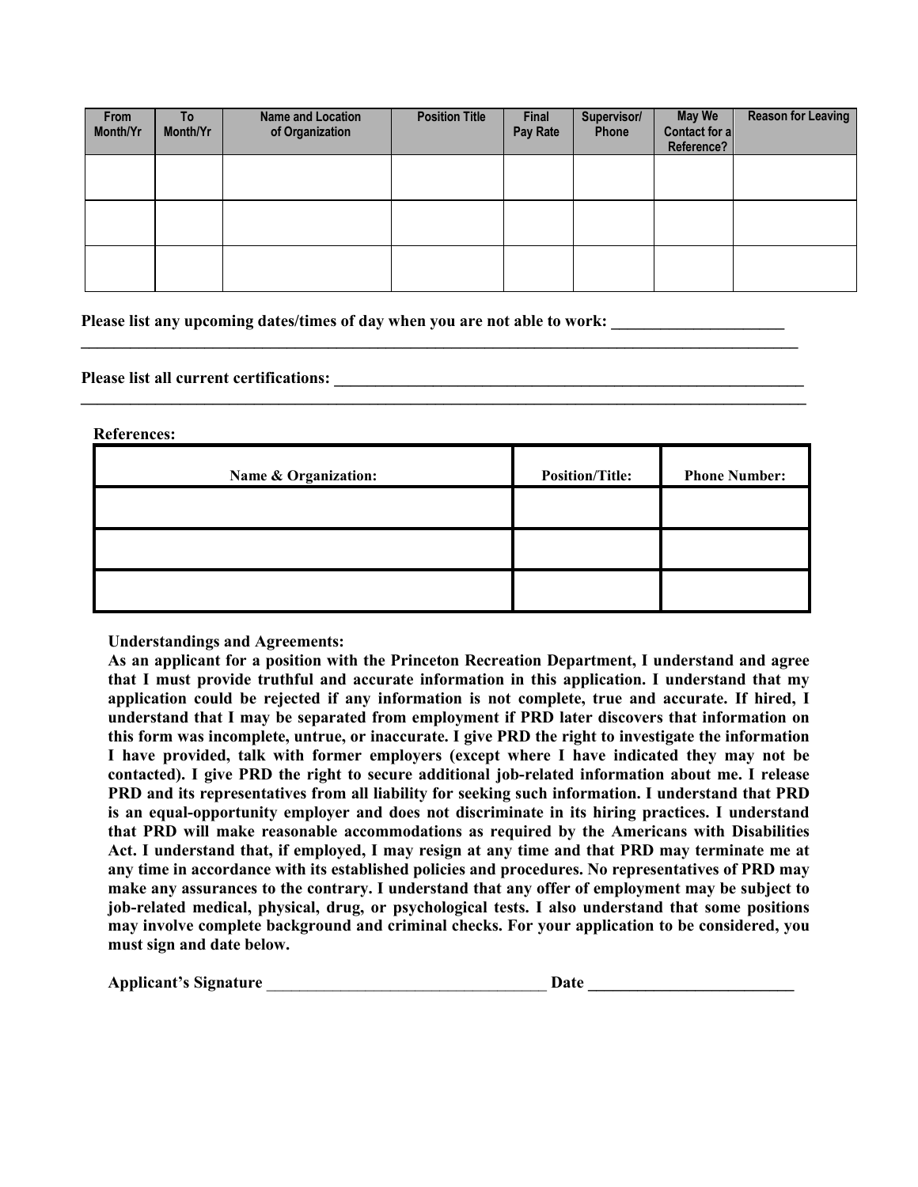| From Month/Yr | To Month/Yr | Name and Location of Organization | Position Title | Final Pay Rate | Supervisor/ Phone | May We Contact for a Reference? | Reason for Leaving |
|---|---|---|---|---|---|---|---|
| | | | | | | | |
| | | | | | | | |
| | | | | | | | |

**Please list any upcoming dates/times of day when you are not able to work: \_\_\_\_\_\_\_\_\_\_\_\_\_\_\_\_\_\_\_\_\_**

**\_\_\_\_\_\_\_\_\_\_\_\_\_\_\_\_\_\_\_\_\_\_\_\_\_\_\_\_\_\_\_\_\_\_\_\_\_\_\_\_\_\_\_\_\_\_\_\_\_\_\_\_\_\_\_\_\_\_\_\_\_\_\_\_\_\_\_\_\_\_\_\_\_\_\_\_\_\_\_\_\_\_\_\_\_\_\_\_\_\_**

**Please list all current certifications: \_\_\_\_\_\_\_\_\_\_\_\_\_\_\_\_\_\_\_\_\_\_\_\_\_\_\_\_\_\_\_\_\_\_\_\_\_\_\_\_\_\_\_\_\_\_\_\_\_\_\_\_\_\_\_\_\_\_\_\_**

**\_\_\_\_\_\_\_\_\_\_\_\_\_\_\_\_\_\_\_\_\_\_\_\_\_\_\_\_\_\_\_\_\_\_\_\_\_\_\_\_\_\_\_\_\_\_\_\_\_\_\_\_\_\_\_\_\_\_\_\_\_\_\_\_\_\_\_\_\_\_\_\_\_\_\_\_\_\_\_\_\_\_\_\_\_\_\_\_\_\_**

**References:**

| Name & Organization: | Position/Title: | Phone Number: |
|---|---|---|
| | | |
| | | |
| | | |

**Understandings and Agreements:**

**As an applicant for a position with the Princeton Recreation Department, I understand and agree that I must provide truthful and accurate information in this application. I understand that my application could be rejected if any information is not complete, true and accurate. If hired, I understand that I may be separated from employment if PRD later discovers that information on this form was incomplete, untrue, or inaccurate. I give PRD the right to investigate the information I have provided, talk with former employers (except where I have indicated they may not be contacted). I give PRD the right to secure additional job-related information about me. I release PRD and its representatives from all liability for seeking such information. I understand that PRD is an equal-opportunity employer and does not discriminate in its hiring practices. I understand that PRD will make reasonable accommodations as required by the Americans with Disabilities Act. I understand that, if employed, I may resign at any time and that PRD may terminate me at any time in accordance with its established policies and procedures. No representatives of PRD may make any assurances to the contrary. I understand that any offer of employment may be subject to job-related medical, physical, drug, or psychological tests. I also understand that some positions may involve complete background and criminal checks. For your application to be considered, you must sign and date below.**

**Applicant's Signature** \_\_\_\_\_\_\_\_\_\_\_\_\_\_\_\_\_\_\_\_\_\_\_\_\_\_\_\_\_\_\_\_\_\_\_\_ **Date \_\_\_\_\_\_\_\_\_\_\_\_\_\_\_\_\_\_\_\_\_\_\_\_\_\_**